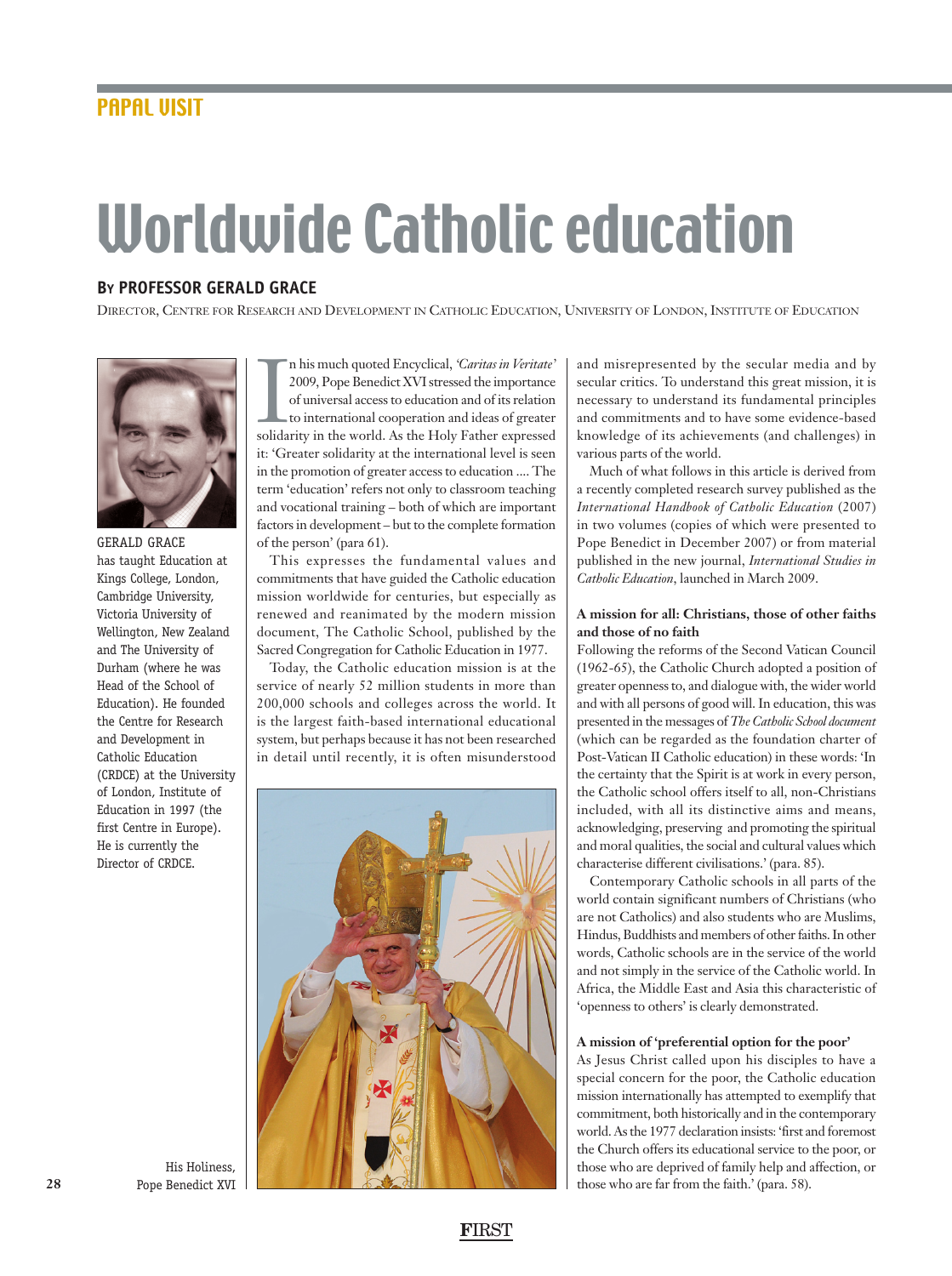PAPAL VISIT

# Worldwide Catholic education

## By PROFESSOR GERALD GRACE

DIRECTOR, CENTRE FOR RESEARCH AND DEVELOPMENT IN CATHOLIC EDUCATION, UNIVERSITY OF LONDON, INSTITUTE OF EDUCATION

GERALD GRACE has taught Education at Kings College, London, Cambridge University, Victoria University of Wellington, New Zealand and The University of Durham (where he was Head of the School of Education). He founded the Centre for Research and Development in Catholic Education (CRDCE) at the University of London, Institute of Education in 1997 (the first Centre in Europe). He is currently the Director of CRDCE.

In his much quoted Encyclical, '*Caritas in Veritate*' 2009, Pope Benedict XVI stressed the importance of universal access to education and of its relation to international cooperation and ideas of greater solidarity in the world. As the Holy Father expressed it: 'Greater solidarity at the international level is seen in the promotion of greater access to education .... The term 'education' refers not only to classroom teaching and vocational training – both of which are important factors in development – but to the complete formation of the person' (para 61).

This expresses the fundamental values and commitments that have guided the Catholic education mission worldwide for centuries, but especially as renewed and reanimated by the modern mission document, The Catholic School, published by the Sacred Congregation for Catholic Education in 1977.

Today, the Catholic education mission is at the service of nearly 52 million students in more than 200,000 schools and colleges across the world. It is the largest faith-based international educational system, but perhaps because it has not been researched in detail until recently, it is often misunderstood and misrepresented by the secular media and by secular critics. To understand this great mission, it is necessary to understand its fundamental principles and commitments and to have some evidence-based knowledge of its achievements (and challenges) in various parts of the world.

Much of what follows in this article is derived from a recently completed research survey published as the *International Handbook of Catholic Education* (2007) in two volumes (copies of which were presented to Pope Benedict in December 2007) or from material published in the new journal, *International Studies in Catholic Education*, launched in March 2009.

His Holiness, Pope Benedict XVI

### A mission for all: Christians, those of other faiths and those of no faith

Following the reforms of the Second Vatican Council (1962-65), the Catholic Church adopted a position of greater openness to, and dialogue with, the wider world and with all persons of good will. In education, this was presented in the messages of *The Catholic School document* (which can be regarded as the foundation charter of Post-Vatican II Catholic education) in these words: 'In the certainty that the Spirit is at work in every person, the Catholic school offers itself to all, non-Christians included, with all its distinctive aims and means, acknowledging, preserving and promoting the spiritual and moral qualities, the social and cultural values which characterise different civilisations.' (para. 85).

Contemporary Catholic schools in all parts of the world contain significant numbers of Christians (who are not Catholics) and also students who are Muslims, Hindus, Buddhists and members of other faiths. In other words, Catholic schools are in the service of the world and not simply in the service of the Catholic world. In Africa, the Middle East and Asia this characteristic of 'openness to others' is clearly demonstrated.

### A mission of 'preferential option for the poor'

As Jesus Christ called upon his disciples to have a special concern for the poor, the Catholic education mission internationally has attempted to exemplify that commitment, both historically and in the contemporary world. As the 1977 declaration insists: 'first and foremost the Church offers its educational service to the poor, or those who are deprived of family help and affection, or those who are far from the faith.' (para. 58).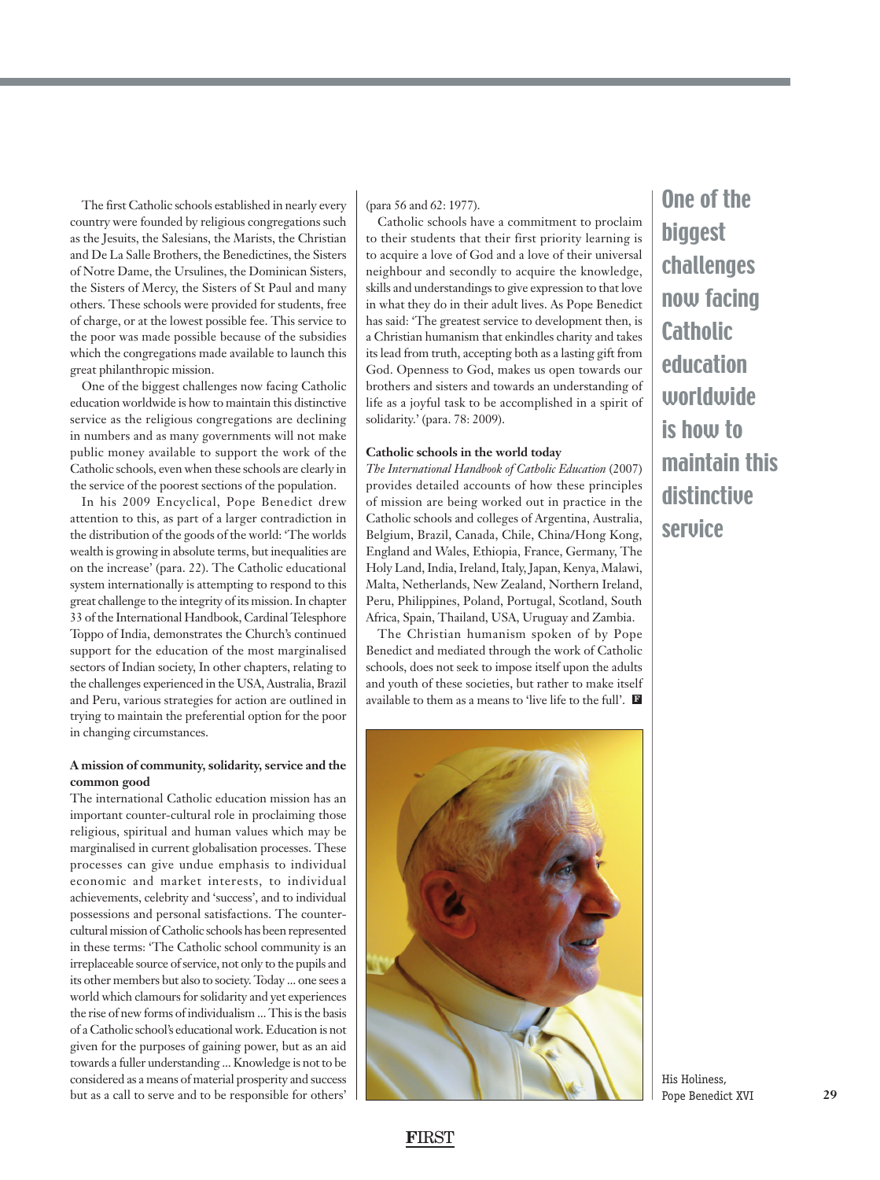The first Catholic schools established in nearly every country were founded by religious congregations such as the Jesuits, the Salesians, the Marists, the Christian and De La Salle Brothers, the Benedictines, the Sisters of Notre Dame, the Ursulines, the Dominican Sisters, the Sisters of Mercy, the Sisters of St Paul and many others. These schools were provided for students, free of charge, or at the lowest possible fee. This service to the poor was made possible because of the subsidies which the congregations made available to launch this great philanthropic mission.

One of the biggest challenges now facing Catholic education worldwide is how to maintain this distinctive service as the religious congregations are declining in numbers and as many governments will not make public money available to support the work of the Catholic schools, even when these schools are clearly in the service of the poorest sections of the population.

In his 2009 Encyclical, Pope Benedict drew attention to this, as part of a larger contradiction in the distribution of the goods of the world: 'The worlds wealth is growing in absolute terms, but inequalities are on the increase' (para. 22). The Catholic educational system internationally is attempting to respond to this great challenge to the integrity of its mission. In chapter 33 of the International Handbook, Cardinal Telesphore Toppo of India, demonstrates the Church's continued support for the education of the most marginalised sectors of Indian society, In other chapters, relating to the challenges experienced in the USA, Australia, Brazil and Peru, various strategies for action are outlined in trying to maintain the preferential option for the poor in changing circumstances.

**A mission of community, solidarity, service and the common good**

The international Catholic education mission has an important counter-cultural role in proclaiming those religious, spiritual and human values which may be marginalised in current globalisation processes. These processes can give undue emphasis to individual economic and market interests, to individual achievements, celebrity and 'success', and to individual possessions and personal satisfactions. The counter-cultural mission of Catholic schools has been represented in these terms: 'The Catholic school community is an irreplaceable source of service, not only to the pupils and its other members but also to society. Today ... one sees a world which clamours for solidarity and yet experiences the rise of new forms of individualism ... This is the basis of a Catholic school's educational work. Education is not given for the purposes of gaining power, but as an aid towards a fuller understanding ... Knowledge is not to be considered as a means of material prosperity and success but as a call to serve and to be responsible for others' (para 56 and 62: 1977).

Catholic schools have a commitment to proclaim to their students that their first priority learning is to acquire a love of God and a love of their universal neighbour and secondly to acquire the knowledge, skills and understandings to give expression to that love in what they do in their adult lives. As Pope Benedict has said: 'The greatest service to development then, is a Christian humanism that enkindles charity and takes its lead from truth, accepting both as a lasting gift from God. Openness to God, makes us open towards our brothers and sisters and towards an understanding of life as a joyful task to be accomplished in a spirit of solidarity.' (para. 78: 2009).

**Catholic schools in the world today**

*The International Handbook of Catholic Education* (2007) provides detailed accounts of how these principles of mission are being worked out in practice in the Catholic schools and colleges of Argentina, Australia, Belgium, Brazil, Canada, Chile, China/Hong Kong, England and Wales, Ethiopia, France, Germany, The Holy Land, India, Ireland, Italy, Japan, Kenya, Malawi, Malta, Netherlands, New Zealand, Northern Ireland, Peru, Philippines, Poland, Portugal, Scotland, South Africa, Spain, Thailand, USA, Uruguay and Zambia.

The Christian humanism spoken of by Pope Benedict and mediated through the work of Catholic schools, does not seek to impose itself upon the adults and youth of these societies, but rather to make itself available to them as a means to 'live life to the full'.

**One of the biggest challenges now facing Catholic education worldwide is how to maintain this distinctive service**

His Holiness, Pope Benedict XVI